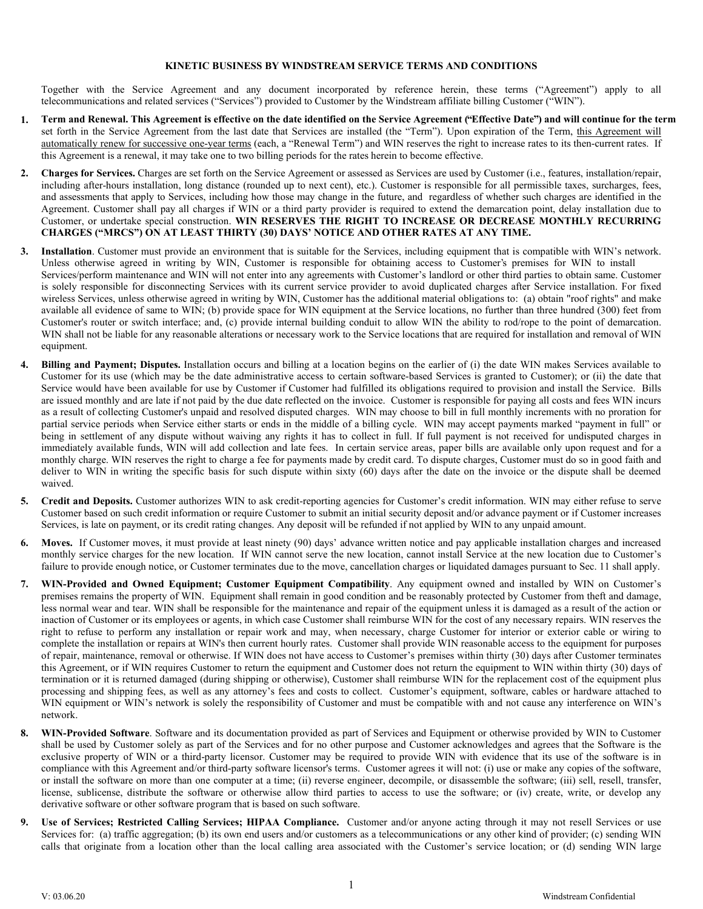# KINETIC BUSINESS BY WINDSTREAM SERVICE TERMS AND CONDITIONS

Together with the Service Agreement and any document incorporated by reference herein, these terms ("Agreement") apply to all telecommunications and related services ("Services") provided to Customer by the Windstream affiliate billing Customer ("WIN").

1. **Term and Renewal. This Agreement is effective on the date identified on the Service Agreement ("Effective Date") and will continue for the term** set forth in the Service Agreement from the last date that Services are installed (the "Term"). Upon expiration of the Term, this Agreement will automatically renew for successive one-year terms (each, a "Renewal Term") and WIN reserves the right to increase rates to its then-current rates. If this Agreement is a renewal, it may take one to two billing periods for the rates herein to become effective.

2. **Charges for Services.** Charges are set forth on the Service Agreement or assessed as Services are used by Customer (i.e., features, installation/repair, including after-hours installation, long distance (rounded up to next cent), etc.). Customer is responsible for all permissible taxes, surcharges, fees, and assessments that apply to Services, including how those may change in the future, and regardless of whether such charges are identified in the Agreement. Customer shall pay all charges if WIN or a third party provider is required to extend the demarcation point, delay installation due to Customer, or undertake special construction. **WIN RESERVES THE RIGHT TO INCREASE OR DECREASE MONTHLY RECURRING CHARGES ("MRCS") ON AT LEAST THIRTY (30) DAYS' NOTICE AND OTHER RATES AT ANY TIME.**

3. **Installation**. Customer must provide an environment that is suitable for the Services, including equipment that is compatible with WIN's network. Unless otherwise agreed in writing by WIN, Customer is responsible for obtaining access to Customer's premises for WIN to install Services/perform maintenance and WIN will not enter into any agreements with Customer's landlord or other third parties to obtain same. Customer is solely responsible for disconnecting Services with its current service provider to avoid duplicated charges after Service installation. For fixed wireless Services, unless otherwise agreed in writing by WIN, Customer has the additional material obligations to: (a) obtain "roof rights" and make available all evidence of same to WIN; (b) provide space for WIN equipment at the Service locations, no further than three hundred (300) feet from Customer's router or switch interface; and, (c) provide internal building conduit to allow WIN the ability to rod/rope to the point of demarcation. WIN shall not be liable for any reasonable alterations or necessary work to the Service locations that are required for installation and removal of WIN equipment.

4. **Billing and Payment; Disputes.** Installation occurs and billing at a location begins on the earlier of (i) the date WIN makes Services available to Customer for its use (which may be the date administrative access to certain software-based Services is granted to Customer); or (ii) the date that Service would have been available for use by Customer if Customer had fulfilled its obligations required to provision and install the Service. Bills are issued monthly and are late if not paid by the due date reflected on the invoice. Customer is responsible for paying all costs and fees WIN incurs as a result of collecting Customer's unpaid and resolved disputed charges. WIN may choose to bill in full monthly increments with no proration for partial service periods when Service either starts or ends in the middle of a billing cycle. WIN may accept payments marked "payment in full" or being in settlement of any dispute without waiving any rights it has to collect in full. If full payment is not received for undisputed charges in immediately available funds, WIN will add collection and late fees. In certain service areas, paper bills are available only upon request and for a monthly charge. WIN reserves the right to charge a fee for payments made by credit card. To dispute charges, Customer must do so in good faith and deliver to WIN in writing the specific basis for such dispute within sixty (60) days after the date on the invoice or the dispute shall be deemed waived.

5. **Credit and Deposits.** Customer authorizes WIN to ask credit-reporting agencies for Customer's credit information. WIN may either refuse to serve Customer based on such credit information or require Customer to submit an initial security deposit and/or advance payment or if Customer increases Services, is late on payment, or its credit rating changes. Any deposit will be refunded if not applied by WIN to any unpaid amount.

6. **Moves.** If Customer moves, it must provide at least ninety (90) days' advance written notice and pay applicable installation charges and increased monthly service charges for the new location. If WIN cannot serve the new location, cannot install Service at the new location due to Customer's failure to provide enough notice, or Customer terminates due to the move, cancellation charges or liquidated damages pursuant to Sec. 11 shall apply.

7. **WIN-Provided and Owned Equipment; Customer Equipment Compatibility**. Any equipment owned and installed by WIN on Customer's premises remains the property of WIN. Equipment shall remain in good condition and be reasonably protected by Customer from theft and damage, less normal wear and tear. WIN shall be responsible for the maintenance and repair of the equipment unless it is damaged as a result of the action or inaction of Customer or its employees or agents, in which case Customer shall reimburse WIN for the cost of any necessary repairs. WIN reserves the right to refuse to perform any installation or repair work and may, when necessary, charge Customer for interior or exterior cable or wiring to complete the installation or repairs at WIN's then current hourly rates. Customer shall provide WIN reasonable access to the equipment for purposes of repair, maintenance, removal or otherwise. If WIN does not have access to Customer's premises within thirty (30) days after Customer terminates this Agreement, or if WIN requires Customer to return the equipment and Customer does not return the equipment to WIN within thirty (30) days of termination or it is returned damaged (during shipping or otherwise), Customer shall reimburse WIN for the replacement cost of the equipment plus processing and shipping fees, as well as any attorney's fees and costs to collect. Customer's equipment, software, cables or hardware attached to WIN equipment or WIN's network is solely the responsibility of Customer and must be compatible with and not cause any interference on WIN's network.

8. **WIN-Provided Software**. Software and its documentation provided as part of Services and Equipment or otherwise provided by WIN to Customer shall be used by Customer solely as part of the Services and for no other purpose and Customer acknowledges and agrees that the Software is the exclusive property of WIN or a third-party licensor. Customer may be required to provide WIN with evidence that its use of the software is in compliance with this Agreement and/or third-party software licensor's terms. Customer agrees it will not: (i) use or make any copies of the software, or install the software on more than one computer at a time; (ii) reverse engineer, decompile, or disassemble the software; (iii) sell, resell, transfer, license, sublicense, distribute the software or otherwise allow third parties to access to use the software; or (iv) create, write, or develop any derivative software or other software program that is based on such software.

9. **Use of Services; Restricted Calling Services; HIPAA Compliance.** Customer and/or anyone acting through it may not resell Services or use Services for: (a) traffic aggregation; (b) its own end users and/or customers as a telecommunications or any other kind of provider; (c) sending WIN calls that originate from a location other than the local calling area associated with the Customer's service location; or (d) sending WIN large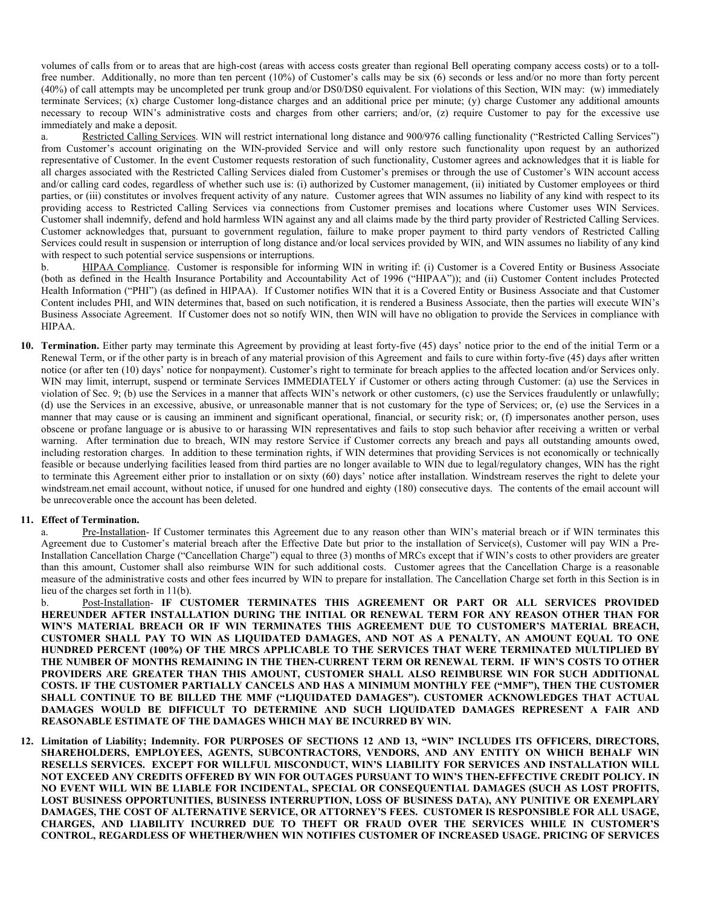volumes of calls from or to areas that are high-cost (areas with access costs greater than regional Bell operating company access costs) or to a toll-free number. Additionally, no more than ten percent (10%) of Customer's calls may be six (6) seconds or less and/or no more than forty percent (40%) of call attempts may be uncompleted per trunk group and/or DS0/DS0 equivalent. For violations of this Section, WIN may: (w) immediately terminate Services; (x) charge Customer long-distance charges and an additional price per minute; (y) charge Customer any additional amounts necessary to recoup WIN's administrative costs and charges from other carriers; and/or, (z) require Customer to pay for the excessive use immediately and make a deposit.

a. Restricted Calling Services. WIN will restrict international long distance and 900/976 calling functionality ("Restricted Calling Services") from Customer's account originating on the WIN-provided Service and will only restore such functionality upon request by an authorized representative of Customer. In the event Customer requests restoration of such functionality, Customer agrees and acknowledges that it is liable for all charges associated with the Restricted Calling Services dialed from Customer's premises or through the use of Customer's WIN account access and/or calling card codes, regardless of whether such use is: (i) authorized by Customer management, (ii) initiated by Customer employees or third parties, or (iii) constitutes or involves frequent activity of any nature. Customer agrees that WIN assumes no liability of any kind with respect to its providing access to Restricted Calling Services via connections from Customer premises and locations where Customer uses WIN Services. Customer shall indemnify, defend and hold harmless WIN against any and all claims made by the third party provider of Restricted Calling Services. Customer acknowledges that, pursuant to government regulation, failure to make proper payment to third party vendors of Restricted Calling Services could result in suspension or interruption of long distance and/or local services provided by WIN, and WIN assumes no liability of any kind with respect to such potential service suspensions or interruptions.

b. HIPAA Compliance. Customer is responsible for informing WIN in writing if: (i) Customer is a Covered Entity or Business Associate (both as defined in the Health Insurance Portability and Accountability Act of 1996 ("HIPAA")); and (ii) Customer Content includes Protected Health Information ("PHI") (as defined in HIPAA). If Customer notifies WIN that it is a Covered Entity or Business Associate and that Customer Content includes PHI, and WIN determines that, based on such notification, it is rendered a Business Associate, then the parties will execute WIN's Business Associate Agreement. If Customer does not so notify WIN, then WIN will have no obligation to provide the Services in compliance with HIPAA.

10. **Termination.** Either party may terminate this Agreement by providing at least forty-five (45) days' notice prior to the end of the initial Term or a Renewal Term, or if the other party is in breach of any material provision of this Agreement and fails to cure within forty-five (45) days after written notice (or after ten (10) days' notice for nonpayment). Customer's right to terminate for breach applies to the affected location and/or Services only. WIN may limit, interrupt, suspend or terminate Services IMMEDIATELY if Customer or others acting through Customer: (a) use the Services in violation of Sec. 9; (b) use the Services in a manner that affects WIN's network or other customers, (c) use the Services fraudulently or unlawfully; (d) use the Services in an excessive, abusive, or unreasonable manner that is not customary for the type of Services; or, (e) use the Services in a manner that may cause or is causing an imminent and significant operational, financial, or security risk; or, (f) impersonates another person, uses obscene or profane language or is abusive to or harassing WIN representatives and fails to stop such behavior after receiving a written or verbal warning. After termination due to breach, WIN may restore Service if Customer corrects any breach and pays all outstanding amounts owed, including restoration charges. In addition to these termination rights, if WIN determines that providing Services is not economically or technically feasible or because underlying facilities leased from third parties are no longer available to WIN due to legal/regulatory changes, WIN has the right to terminate this Agreement either prior to installation or on sixty (60) days' notice after installation. Windstream reserves the right to delete your windstream.net email account, without notice, if unused for one hundred and eighty (180) consecutive days. The contents of the email account will be unrecoverable once the account has been deleted.

11. **Effect of Termination.**

a. Pre-Installation- If Customer terminates this Agreement due to any reason other than WIN's material breach or if WIN terminates this Agreement due to Customer's material breach after the Effective Date but prior to the installation of Service(s), Customer will pay WIN a Pre-Installation Cancellation Charge ("Cancellation Charge") equal to three (3) months of MRCs except that if WIN's costs to other providers are greater than this amount, Customer shall also reimburse WIN for such additional costs. Customer agrees that the Cancellation Charge is a reasonable measure of the administrative costs and other fees incurred by WIN to prepare for installation. The Cancellation Charge set forth in this Section is in lieu of the charges set forth in 11(b).

b. Post-Installation- **IF CUSTOMER TERMINATES THIS AGREEMENT OR PART OR ALL SERVICES PROVIDED HEREUNDER AFTER INSTALLATION DURING THE INITIAL OR RENEWAL TERM FOR ANY REASON OTHER THAN FOR WIN'S MATERIAL BREACH OR IF WIN TERMINATES THIS AGREEMENT DUE TO CUSTOMER'S MATERIAL BREACH, CUSTOMER SHALL PAY TO WIN AS LIQUIDATED DAMAGES, AND NOT AS A PENALTY, AN AMOUNT EQUAL TO ONE HUNDRED PERCENT (100%) OF THE MRCS APPLICABLE TO THE SERVICES THAT WERE TERMINATED MULTIPLIED BY THE NUMBER OF MONTHS REMAINING IN THE THEN-CURRENT TERM OR RENEWAL TERM. IF WIN'S COSTS TO OTHER PROVIDERS ARE GREATER THAN THIS AMOUNT, CUSTOMER SHALL ALSO REIMBURSE WIN FOR SUCH ADDITIONAL COSTS. IF THE CUSTOMER PARTIALLY CANCELS AND HAS A MINIMUM MONTHLY FEE ("MMF"), THEN THE CUSTOMER SHALL CONTINUE TO BE BILLED THE MMF ("LIQUIDATED DAMAGES"). CUSTOMER ACKNOWLEDGES THAT ACTUAL DAMAGES WOULD BE DIFFICULT TO DETERMINE AND SUCH LIQUIDATED DAMAGES REPRESENT A FAIR AND REASONABLE ESTIMATE OF THE DAMAGES WHICH MAY BE INCURRED BY WIN.**

12. **Limitation of Liability; Indemnity. FOR PURPOSES OF SECTIONS 12 AND 13, "WIN" INCLUDES ITS OFFICERS, DIRECTORS, SHAREHOLDERS, EMPLOYEES, AGENTS, SUBCONTRACTORS, VENDORS, AND ANY ENTITY ON WHICH BEHALF WIN RESELLS SERVICES. EXCEPT FOR WILLFUL MISCONDUCT, WIN'S LIABILITY FOR SERVICES AND INSTALLATION WILL NOT EXCEED ANY CREDITS OFFERED BY WIN FOR OUTAGES PURSUANT TO WIN'S THEN-EFFECTIVE CREDIT POLICY. IN NO EVENT WILL WIN BE LIABLE FOR INCIDENTAL, SPECIAL OR CONSEQUENTIAL DAMAGES (SUCH AS LOST PROFITS, LOST BUSINESS OPPORTUNITIES, BUSINESS INTERRUPTION, LOSS OF BUSINESS DATA), ANY PUNITIVE OR EXEMPLARY DAMAGES, THE COST OF ALTERNATIVE SERVICE, OR ATTORNEY'S FEES. CUSTOMER IS RESPONSIBLE FOR ALL USAGE, CHARGES, AND LIABILITY INCURRED DUE TO THEFT OR FRAUD OVER THE SERVICES WHILE IN CUSTOMER'S CONTROL, REGARDLESS OF WHETHER/WHEN WIN NOTIFIES CUSTOMER OF INCREASED USAGE. PRICING OF SERVICES**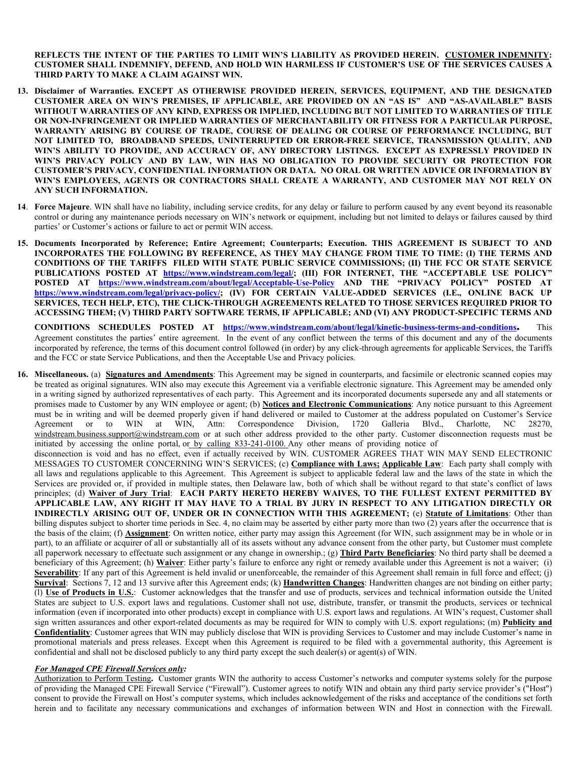**REFLECTS THE INTENT OF THE PARTIES TO LIMIT WIN'S LIABILITY AS PROVIDED HEREIN. CUSTOMER INDEMNITY: CUSTOMER SHALL INDEMNIFY, DEFEND, AND HOLD WIN HARMLESS IF CUSTOMER'S USE OF THE SERVICES CAUSES A THIRD PARTY TO MAKE A CLAIM AGAINST WIN.**

**13. Disclaimer of Warranties. EXCEPT AS OTHERWISE PROVIDED HEREIN, SERVICES, EQUIPMENT, AND THE DESIGNATED CUSTOMER AREA ON WIN'S PREMISES, IF APPLICABLE, ARE PROVIDED ON AN "AS IS" AND "AS-AVAILABLE" BASIS WITHOUT WARRANTIES OF ANY KIND, EXPRESS OR IMPLIED, INCLUDING BUT NOT LIMITED TO WARRANTIES OF TITLE OR NON-INFRINGEMENT OR IMPLIED WARRANTIES OF MERCHANTABILITY OR FITNESS FOR A PARTICULAR PURPOSE, WARRANTY ARISING BY COURSE OF TRADE, COURSE OF DEALING OR COURSE OF PERFORMANCE INCLUDING, BUT NOT LIMITED TO, BROADBAND SPEEDS, UNINTERRUPTED OR ERROR-FREE SERVICE, TRANSMISSION QUALITY, AND WIN'S ABILITY TO PROVIDE, AND ACCURACY OF, ANY DIRECTORY LISTINGS. EXCEPT AS EXPRESSLY PROVIDED IN WIN'S PRIVACY POLICY AND BY LAW, WIN HAS NO OBLIGATION TO PROVIDE SECURITY OR PROTECTION FOR CUSTOMER'S PRIVACY, CONFIDENTIAL INFORMATION OR DATA. NO ORAL OR WRITTEN ADVICE OR INFORMATION BY WIN'S EMPLOYEES, AGENTS OR CONTRACTORS SHALL CREATE A WARRANTY, AND CUSTOMER MAY NOT RELY ON ANY SUCH INFORMATION.**

**14. Force Majeure**. WIN shall have no liability, including service credits, for any delay or failure to perform caused by any event beyond its reasonable control or during any maintenance periods necessary on WIN's network or equipment, including but not limited to delays or failures caused by third parties' or Customer's actions or failure to act or permit WIN access.

**15. Documents Incorporated by Reference; Entire Agreement; Counterparts; Execution. THIS AGREEMENT IS SUBJECT TO AND INCORPORATES THE FOLLOWING BY REFERENCE, AS THEY MAY CHANGE FROM TIME TO TIME: (I) THE TERMS AND CONDITIONS OF THE TARIFFS FILED WITH STATE PUBLIC SERVICE COMMISSIONS; (II) THE FCC OR STATE SERVICE PUBLICATIONS POSTED AT https://www.windstream.com/legal/; (III) FOR INTERNET, THE "ACCEPTABLE USE POLICY" POSTED AT https://www.windstream.com/about/legal/Acceptable-Use-Policy AND THE "PRIVACY POLICY" POSTED AT https://www.windstream.com/legal/privacy-policy/; (IV) FOR CERTAIN VALUE-ADDED SERVICES (I.E., ONLINE BACK UP SERVICES, TECH HELP, ETC), THE CLICK-THROUGH AGREEMENTS RELATED TO THOSE SERVICES REQUIRED PRIOR TO ACCESSING THEM; (V) THIRD PARTY SOFTWARE TERMS, IF APPLICABLE; AND (VI) ANY PRODUCT-SPECIFIC TERMS AND CONDITIONS SCHEDULES POSTED AT https://www.windstream.com/about/legal/kinetic-business-terms-and-conditions.** This Agreement constitutes the parties' entire agreement. In the event of any conflict between the terms of this document and any of the documents incorporated by reference, the terms of this document control followed (in order) by any click-through agreements for applicable Services, the Tariffs and the FCC or state Service Publications, and then the Acceptable Use and Privacy policies.

**16. Miscellaneous.** (a) **Signatures and Amendments**: This Agreement may be signed in counterparts, and facsimile or electronic scanned copies may be treated as original signatures. WIN also may execute this Agreement via a verifiable electronic signature. This Agreement may be amended only in a writing signed by authorized representatives of each party. This Agreement and its incorporated documents supersede any and all statements or promises made to Customer by any WIN employee or agent; (b) **Notices and Electronic Communications**: Any notice pursuant to this Agreement must be in writing and will be deemed properly given if hand delivered or mailed to Customer at the address populated on Customer's Service Agreement or to WIN at WIN, Attn: Correspondence Division, 1720 Galleria Blvd., Charlotte, NC 28270, windstream.business.support@windstream.com or at such other address provided to the other party. Customer disconnection requests must be initiated by accessing the online portal, or by calling 833-241-0100. Any other means of providing notice of disconnection is void and has no effect, even if actually received by WIN. CUSTOMER AGREES THAT WIN MAY SEND ELECTRONIC MESSAGES TO CUSTOMER CONCERNING WIN'S SERVICES; (c) **Compliance with Laws; Applicable Law**: Each party shall comply with all laws and regulations applicable to this Agreement. This Agreement is subject to applicable federal law and the laws of the state in which the Services are provided or, if provided in multiple states, then Delaware law, both of which shall be without regard to that state's conflict of laws principles; (d) **Waiver of Jury Trial**: **EACH PARTY HERETO HEREBY WAIVES, TO THE FULLEST EXTENT PERMITTED BY APPLICABLE LAW, ANY RIGHT IT MAY HAVE TO A TRIAL BY JURY IN RESPECT TO ANY LITIGATION DIRECTLY OR INDIRECTLY ARISING OUT OF, UNDER OR IN CONNECTION WITH THIS AGREEMENT;** (e) **Statute of Limitations**: Other than billing disputes subject to shorter time periods in Sec. 4, no claim may be asserted by either party more than two (2) years after the occurrence that is the basis of the claim; (f) **Assignment**: On written notice, either party may assign this Agreement (for WIN, such assignment may be in whole or in part), to an affiliate or acquirer of all or substantially all of its assets without any advance consent from the other party, but Customer must complete all paperwork necessary to effectuate such assignment or any change in ownership.; (g) **Third Party Beneficiaries**: No third party shall be deemed a beneficiary of this Agreement; (h) **Waiver**: Either party's failure to enforce any right or remedy available under this Agreement is not a waiver; (i) **Severability**: If any part of this Agreement is held invalid or unenforceable, the remainder of this Agreement shall remain in full force and effect; (j) **Survival**: Sections 7, 12 and 13 survive after this Agreement ends; (k) **Handwritten Changes**: Handwritten changes are not binding on either party; (l) **Use of Products in U.S.**: Customer acknowledges that the transfer and use of products, services and technical information outside the United States are subject to U.S. export laws and regulations. Customer shall not use, distribute, transfer, or transmit the products, services or technical information (even if incorporated into other products) except in compliance with U.S. export laws and regulations. At WIN's request, Customer shall sign written assurances and other export-related documents as may be required for WIN to comply with U.S. export regulations; (m) **Publicity and Confidentiality**: Customer agrees that WIN may publicly disclose that WIN is providing Services to Customer and may include Customer's name in promotional materials and press releases. Except when this Agreement is required to be filed with a governmental authority, this Agreement is confidential and shall not be disclosed publicly to any third party except the such dealer(s) or agent(s) of WIN.

***For Managed CPE Firewall Services only:***

Authorization to Perform Testing**.** Customer grants WIN the authority to access Customer's networks and computer systems solely for the purpose of providing the Managed CPE Firewall Service ("Firewall"). Customer agrees to notify WIN and obtain any third party service provider's ("Host") consent to provide the Firewall on Host's computer systems, which includes acknowledgement of the risks and acceptance of the conditions set forth herein and to facilitate any necessary communications and exchanges of information between WIN and Host in connection with the Firewall.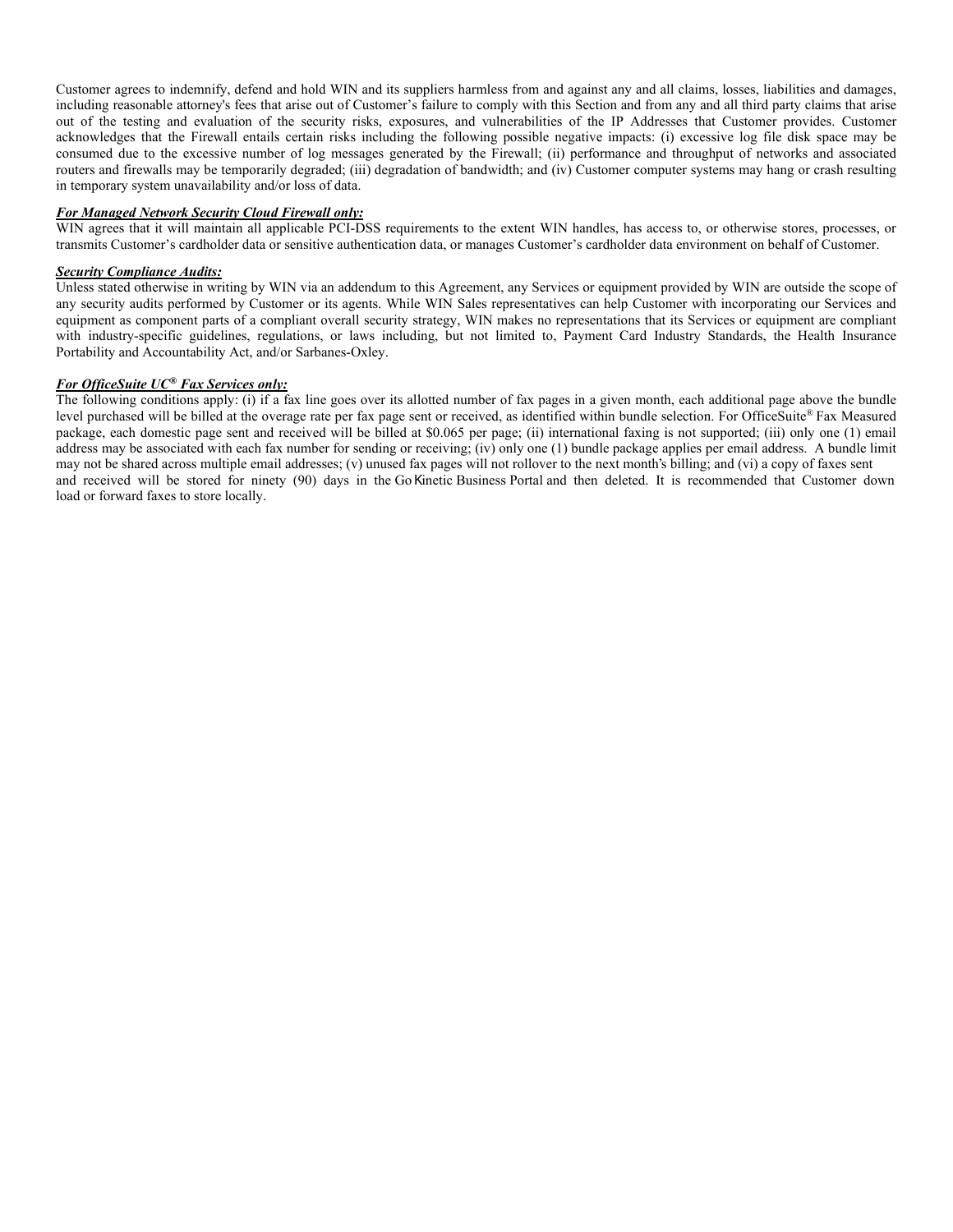Customer agrees to indemnify, defend and hold WIN and its suppliers harmless from and against any and all claims, losses, liabilities and damages, including reasonable attorney's fees that arise out of Customer's failure to comply with this Section and from any and all third party claims that arise out of the testing and evaluation of the security risks, exposures, and vulnerabilities of the IP Addresses that Customer provides. Customer acknowledges that the Firewall entails certain risks including the following possible negative impacts: (i) excessive log file disk space may be consumed due to the excessive number of log messages generated by the Firewall; (ii) performance and throughput of networks and associated routers and firewalls may be temporarily degraded; (iii) degradation of bandwidth; and (iv) Customer computer systems may hang or crash resulting in temporary system unavailability and/or loss of data.

***For Managed Network Security Cloud Firewall only:***

WIN agrees that it will maintain all applicable PCI-DSS requirements to the extent WIN handles, has access to, or otherwise stores, processes, or transmits Customer's cardholder data or sensitive authentication data, or manages Customer's cardholder data environment on behalf of Customer.

***Security Compliance Audits:***

Unless stated otherwise in writing by WIN via an addendum to this Agreement, any Services or equipment provided by WIN are outside the scope of any security audits performed by Customer or its agents. While WIN Sales representatives can help Customer with incorporating our Services and equipment as component parts of a compliant overall security strategy, WIN makes no representations that its Services or equipment are compliant with industry-specific guidelines, regulations, or laws including, but not limited to, Payment Card Industry Standards, the Health Insurance Portability and Accountability Act, and/or Sarbanes-Oxley.

***For OfficeSuite UC® Fax Services only:***

The following conditions apply: (i) if a fax line goes over its allotted number of fax pages in a given month, each additional page above the bundle level purchased will be billed at the overage rate per fax page sent or received, as identified within bundle selection. For OfficeSuite® Fax Measured package, each domestic page sent and received will be billed at $0.065 per page; (ii) international faxing is not supported; (iii) only one (1) email address may be associated with each fax number for sending or receiving; (iv) only one (1) bundle package applies per email address. A bundle limit may not be shared across multiple email addresses; (v) unused fax pages will not rollover to the next month's billing; and (vi) a copy of faxes sent and received will be stored for ninety (90) days in the GoKinetic Business Portal and then deleted. It is recommended that Customer down load or forward faxes to store locally.